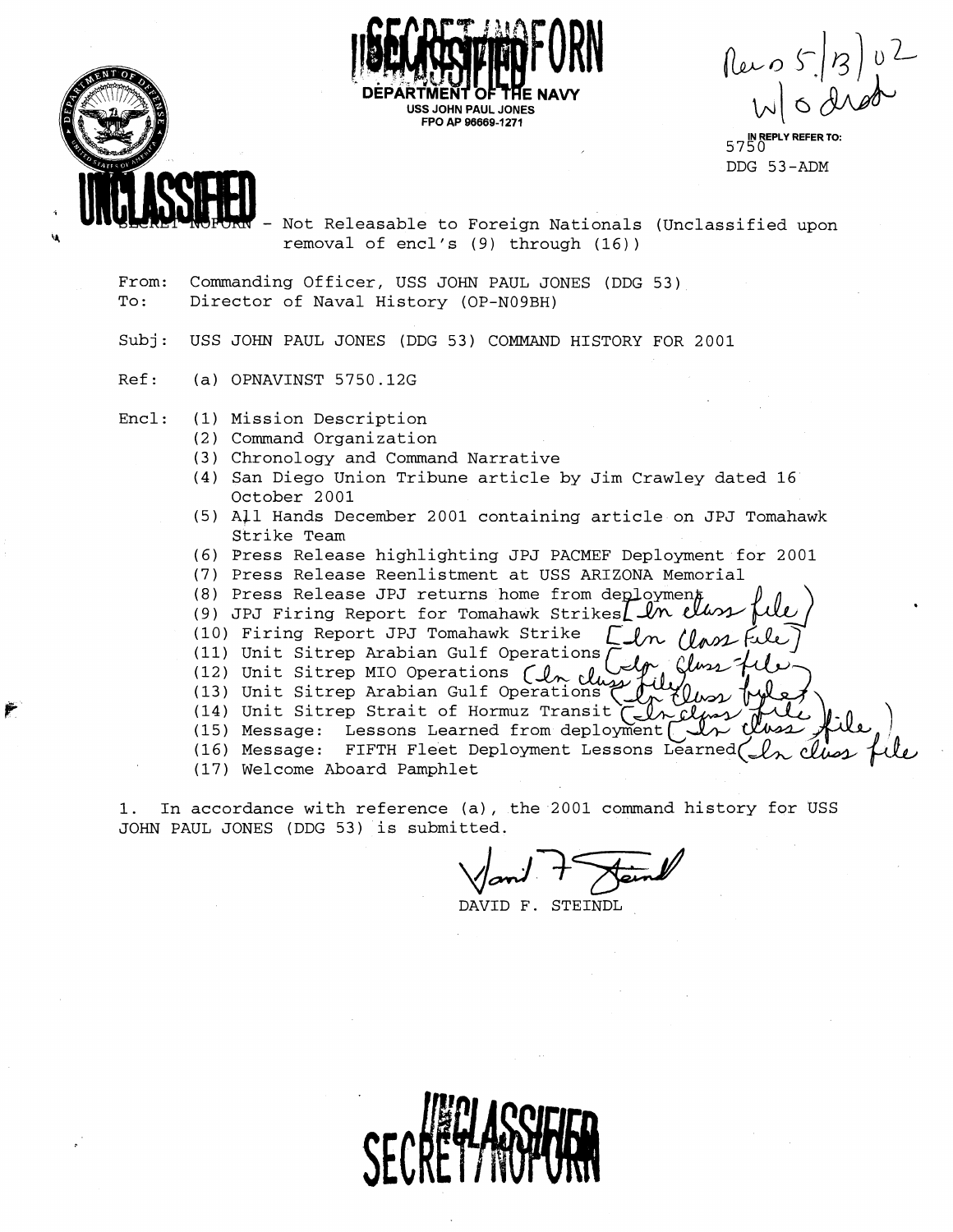SECRET/NOFORN UNCLASSIFIED

DEPARTMENT OF THE NAVY
USS JOHN PAUL JONES
FPO AP 96669-1271

Rev 5/13/02 w/o encl

IN REPLY REFER TO:
5750
DDG 53-ADM

UNCLASSIFIED

SECRET NOFORN - Not Releasable to Foreign Nationals (Unclassified upon removal of encl's (9) through (16))

From: Commanding Officer, USS JOHN PAUL JONES (DDG 53)
To: Director of Naval History (OP-N09BH)

Subj: USS JOHN PAUL JONES (DDG 53) COMMAND HISTORY FOR 2001

Ref: (a) OPNAVINST 5750.12G

Encl: (1) Mission Description
(2) Command Organization
(3) Chronology and Command Narrative
(4) San Diego Union Tribune article by Jim Crawley dated 16 October 2001
(5) All Hands December 2001 containing article on JPJ Tomahawk Strike Team
(6) Press Release highlighting JPJ PACMEF Deployment for 2001
(7) Press Release Reenlistment at USS ARIZONA Memorial
(8) Press Release JPJ returns home from deployment
(9) JPJ Firing Report for Tomahawk Strikes [In class file]
(10) Firing Report JPJ Tomahawk Strike [In class file]
(11) Unit Sitrep Arabian Gulf Operations [In class file]
(12) Unit Sitrep MIO Operations [In class file]
(13) Unit Sitrep Arabian Gulf Operations [In class file]
(14) Unit Sitrep Strait of Hormuz Transit [In class file]
(15) Message: Lessons Learned from deployment [In class file]
(16) Message: FIFTH Fleet Deployment Lessons Learned [In class file]
(17) Welcome Aboard Pamphlet

1. In accordance with reference (a), the 2001 command history for USS JOHN PAUL JONES (DDG 53) is submitted.

David F. Steindl

DAVID F. STEINDL

SECRET/NOFORN UNCLASSIFIED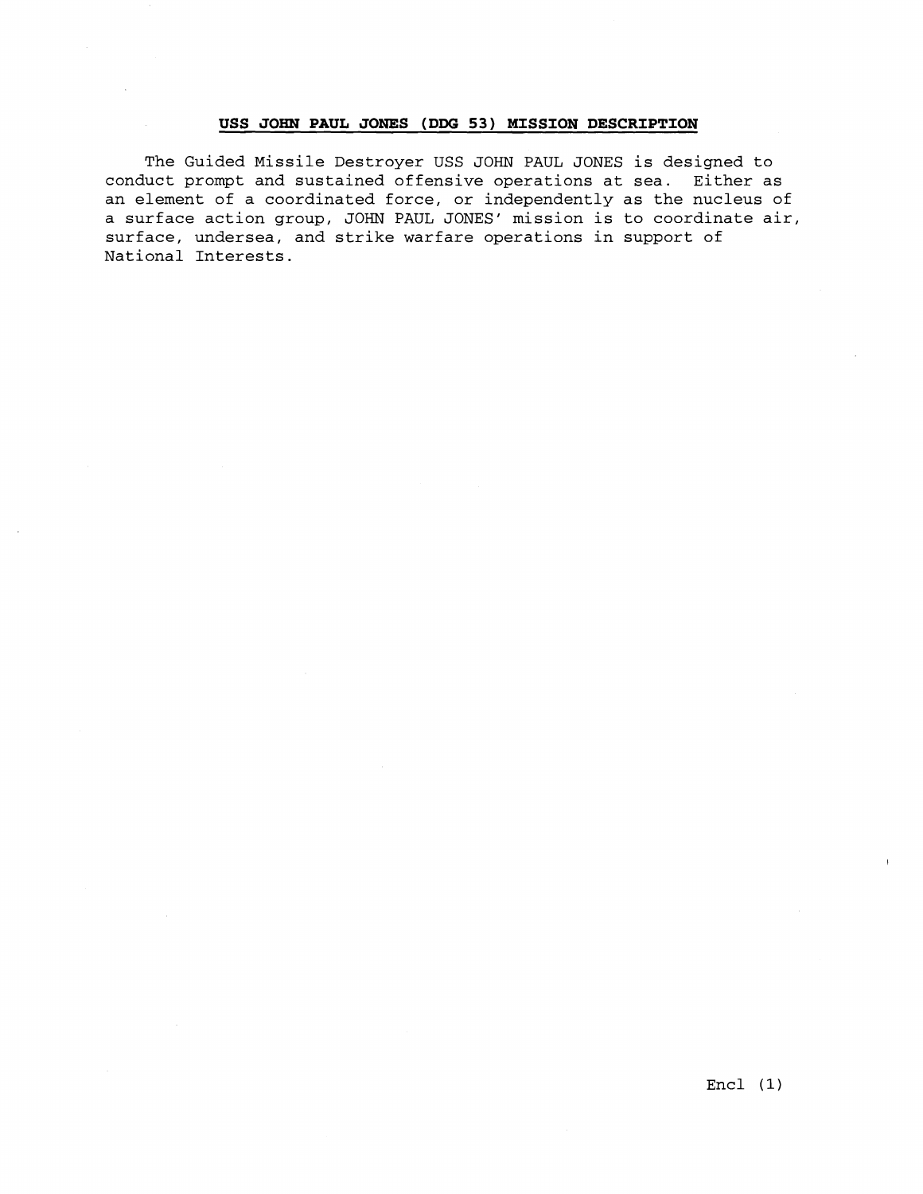**USS JOHN PAUL JONES (DDG 53) MISSION DESCRIPTION**

The Guided Missile Destroyer USS JOHN PAUL JONES is designed to conduct prompt and sustained offensive operations at sea. Either as an element of a coordinated force, or independently as the nucleus of a surface action group, JOHN PAUL JONES' mission is to coordinate air, surface, undersea, and strike warfare operations in support of National Interests.

Encl (1)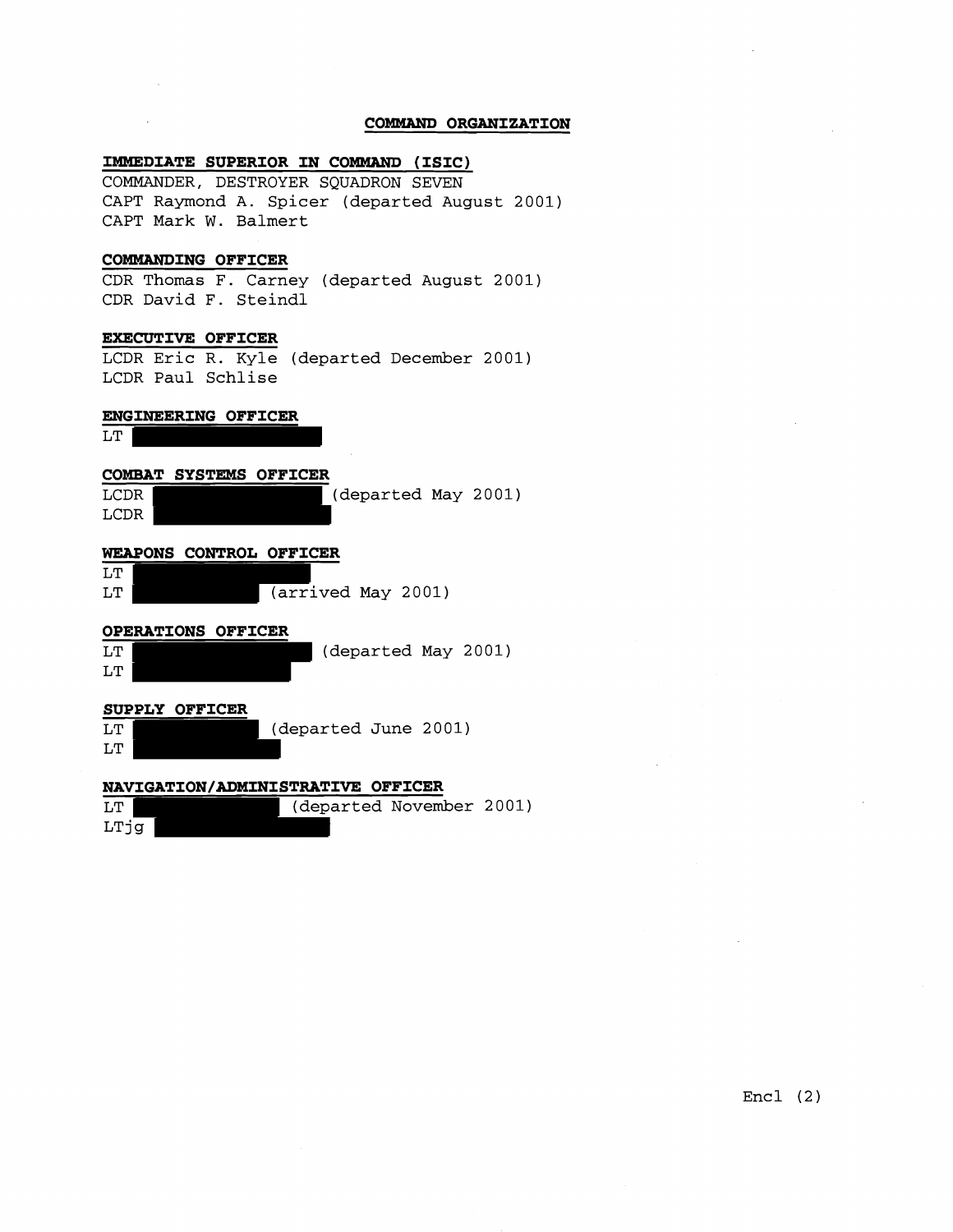## COMMAND ORGANIZATION

**IMMEDIATE SUPERIOR IN COMMAND (ISIC)**

COMMANDER, DESTROYER SQUADRON SEVEN
CAPT Raymond A. Spicer (departed August 2001)
CAPT Mark W. Balmert

**COMMANDING OFFICER**

CDR Thomas F. Carney (departed August 2001)
CDR David F. Steindl

**EXECUTIVE OFFICER**

LCDR Eric R. Kyle (departed December 2001)
LCDR Paul Schlise

**ENGINEERING OFFICER**

LT [REDACTED]

**COMBAT SYSTEMS OFFICER**

LCDR [REDACTED] (departed May 2001)
LCDR [REDACTED]

**WEAPONS CONTROL OFFICER**

LT [REDACTED]
LT [REDACTED] (arrived May 2001)

**OPERATIONS OFFICER**

LT [REDACTED] (departed May 2001)
LT [REDACTED]

**SUPPLY OFFICER**

LT [REDACTED] (departed June 2001)
LT [REDACTED]

**NAVIGATION/ADMINISTRATIVE OFFICER**

LT [REDACTED] (departed November 2001)
LTjg [REDACTED]

Encl (2)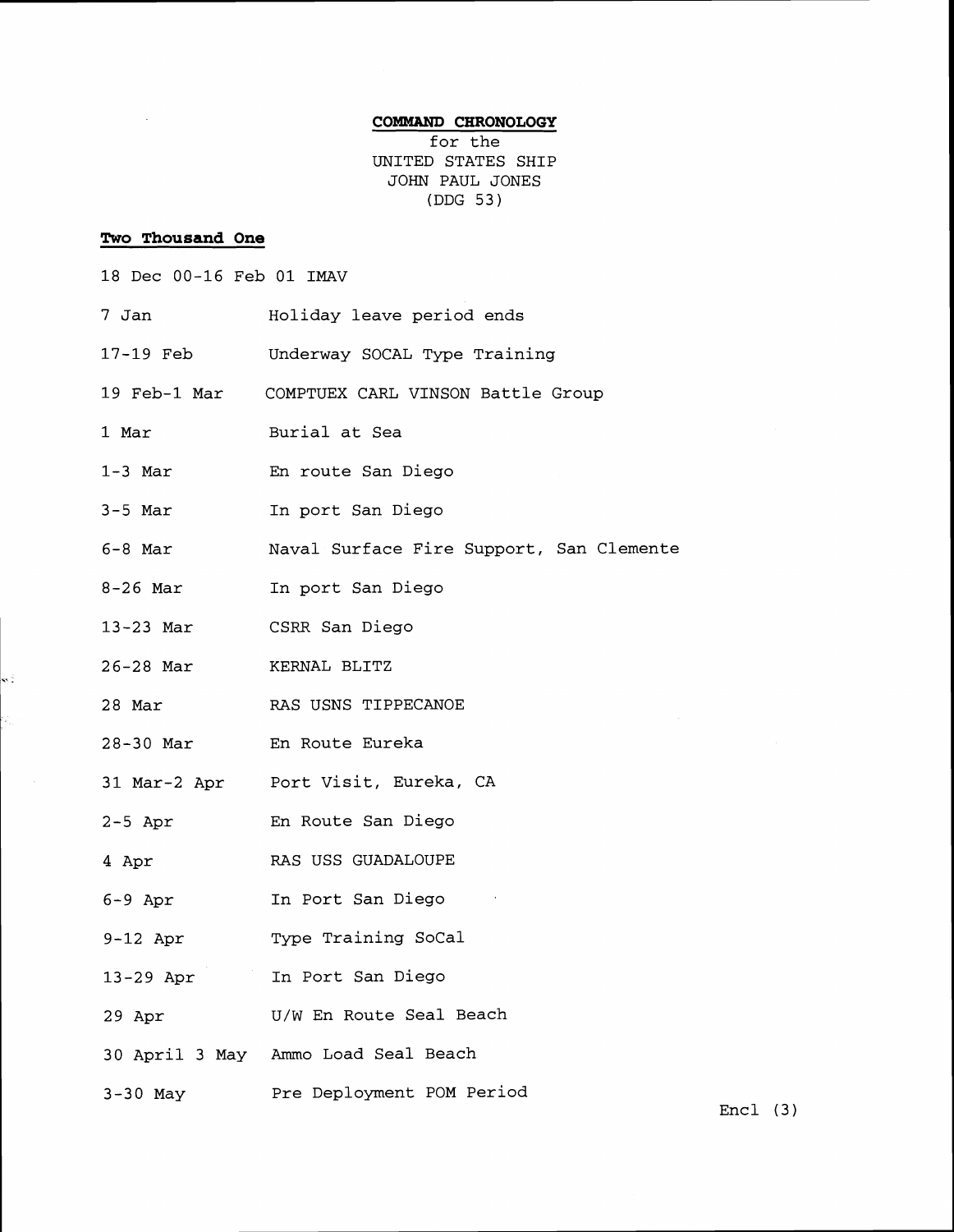**COMMAND CHRONOLOGY**
for the
UNITED STATES SHIP
JOHN PAUL JONES
(DDG 53)

**Two Thousand One**

| | |
|---|---|
| 18 Dec 00-16 Feb 01 | IMAV |
| 7 Jan | Holiday leave period ends |
| 17-19 Feb | Underway SOCAL Type Training |
| 19 Feb-1 Mar | COMPTUEX CARL VINSON Battle Group |
| 1 Mar | Burial at Sea |
| 1-3 Mar | En route San Diego |
| 3-5 Mar | In port San Diego |
| 6-8 Mar | Naval Surface Fire Support, San Clemente |
| 8-26 Mar | In port San Diego |
| 13-23 Mar | CSRR San Diego |
| 26-28 Mar | KERNAL BLITZ |
| 28 Mar | RAS USNS TIPPECANOE |
| 28-30 Mar | En Route Eureka |
| 31 Mar-2 Apr | Port Visit, Eureka, CA |
| 2-5 Apr | En Route San Diego |
| 4 Apr | RAS USS GUADALOUPE |
| 6-9 Apr | In Port San Diego |
| 9-12 Apr | Type Training SoCal |
| 13-29 Apr | In Port San Diego |
| 29 Apr | U/W En Route Seal Beach |
| 30 April 3 May | Ammo Load Seal Beach |
| 3-30 May | Pre Deployment POM Period |

Encl (3)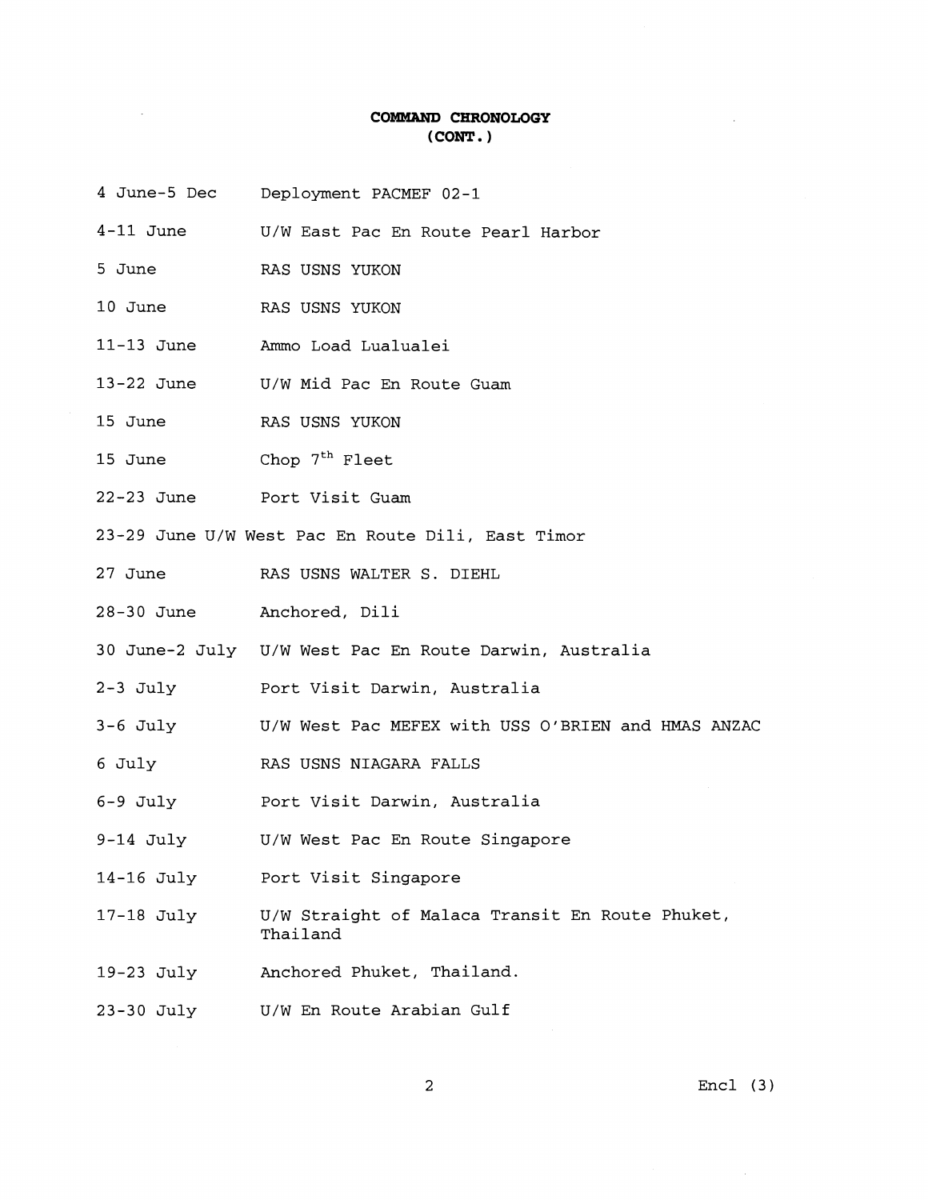**COMMAND CHRONOLOGY**
**(CONT.)**

| | |
|---|---|
| 4 June-5 Dec | Deployment PACMEF 02-1 |
| 4-11 June | U/W East Pac En Route Pearl Harbor |
| 5 June | RAS USNS YUKON |
| 10 June | RAS USNS YUKON |
| 11-13 June | Ammo Load Lualualei |
| 13-22 June | U/W Mid Pac En Route Guam |
| 15 June | RAS USNS YUKON |
| 15 June | Chop 7th Fleet |
| 22-23 June | Port Visit Guam |
| 23-29 June | U/W West Pac En Route Dili, East Timor |
| 27 June | RAS USNS WALTER S. DIEHL |
| 28-30 June | Anchored, Dili |
| 30 June-2 July | U/W West Pac En Route Darwin, Australia |
| 2-3 July | Port Visit Darwin, Australia |
| 3-6 July | U/W West Pac MEFEX with USS O'BRIEN and HMAS ANZAC |
| 6 July | RAS USNS NIAGARA FALLS |
| 6-9 July | Port Visit Darwin, Australia |
| 9-14 July | U/W West Pac En Route Singapore |
| 14-16 July | Port Visit Singapore |
| 17-18 July | U/W Straight of Malaca Transit En Route Phuket, Thailand |
| 19-23 July | Anchored Phuket, Thailand. |
| 23-30 July | U/W En Route Arabian Gulf |

Encl (3)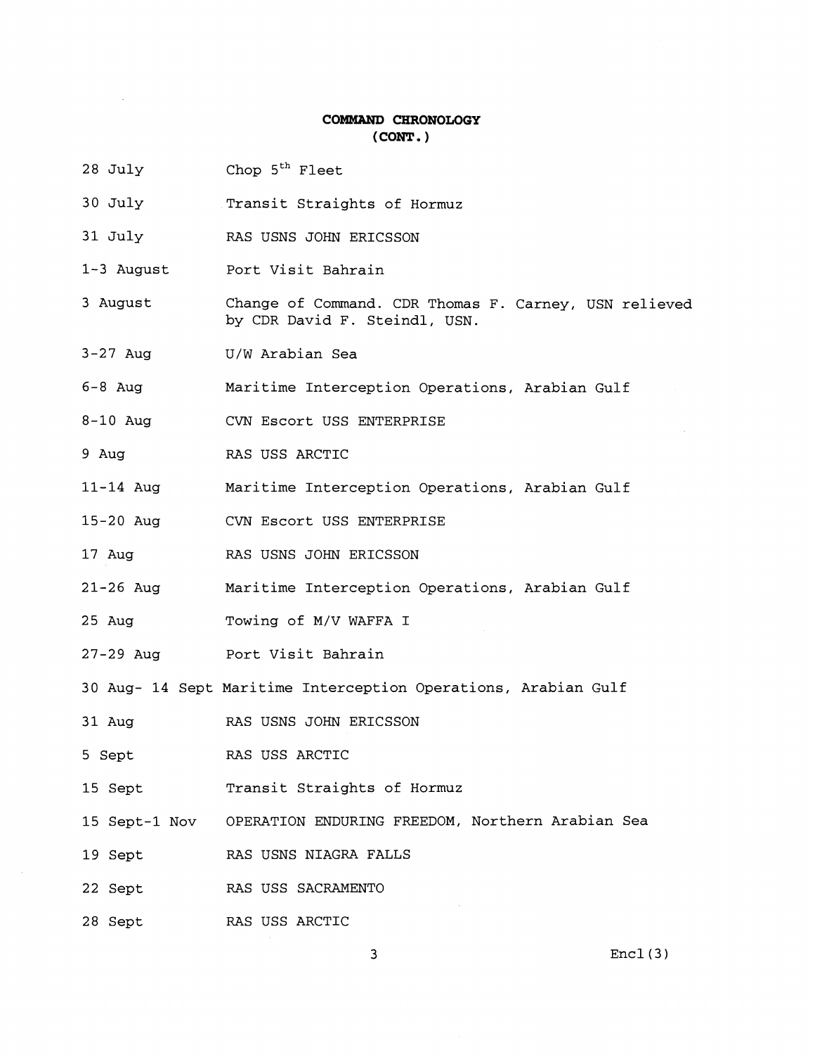**COMMAND CHRONOLOGY**
**(CONT.)**

| | |
|---|---|
| 28 July | Chop 5th Fleet |
| 30 July | Transit Straights of Hormuz |
| 31 July | RAS USNS JOHN ERICSSON |
| 1-3 August | Port Visit Bahrain |
| 3 August | Change of Command. CDR Thomas F. Carney, USN relieved by CDR David F. Steindl, USN. |
| 3-27 Aug | U/W Arabian Sea |
| 6-8 Aug | Maritime Interception Operations, Arabian Gulf |
| 8-10 Aug | CVN Escort USS ENTERPRISE |
| 9 Aug | RAS USS ARCTIC |
| 11-14 Aug | Maritime Interception Operations, Arabian Gulf |
| 15-20 Aug | CVN Escort USS ENTERPRISE |
| 17 Aug | RAS USNS JOHN ERICSSON |
| 21-26 Aug | Maritime Interception Operations, Arabian Gulf |
| 25 Aug | Towing of M/V WAFFA I |
| 27-29 Aug | Port Visit Bahrain |
| 30 Aug- 14 Sept | Maritime Interception Operations, Arabian Gulf |
| 31 Aug | RAS USNS JOHN ERICSSON |
| 5 Sept | RAS USS ARCTIC |
| 15 Sept | Transit Straights of Hormuz |
| 15 Sept-1 Nov | OPERATION ENDURING FREEDOM, Northern Arabian Sea |
| 19 Sept | RAS USNS NIAGRA FALLS |
| 22 Sept | RAS USS SACRAMENTO |
| 28 Sept | RAS USS ARCTIC |

Encl(3)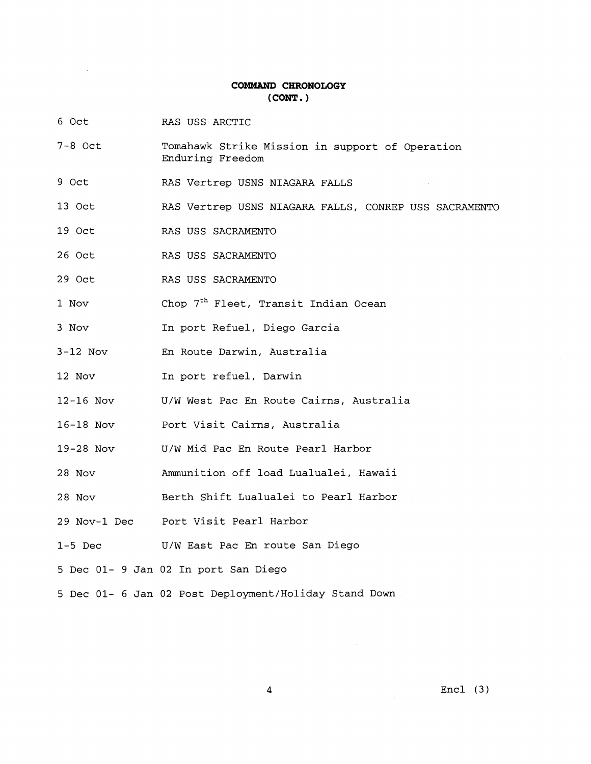**COMMAND CHRONOLOGY**
**(CONT.)**

| | |
|---|---|
| 6 Oct | RAS USS ARCTIC |
| 7-8 Oct | Tomahawk Strike Mission in support of Operation Enduring Freedom |
| 9 Oct | RAS Vertrep USNS NIAGARA FALLS |
| 13 Oct | RAS Vertrep USNS NIAGARA FALLS, CONREP USS SACRAMENTO |
| 19 Oct | RAS USS SACRAMENTO |
| 26 Oct | RAS USS SACRAMENTO |
| 29 Oct | RAS USS SACRAMENTO |
| 1 Nov | Chop 7th Fleet, Transit Indian Ocean |
| 3 Nov | In port Refuel, Diego Garcia |
| 3-12 Nov | En Route Darwin, Australia |
| 12 Nov | In port refuel, Darwin |
| 12-16 Nov | U/W West Pac En Route Cairns, Australia |
| 16-18 Nov | Port Visit Cairns, Australia |
| 19-28 Nov | U/W Mid Pac En Route Pearl Harbor |
| 28 Nov | Ammunition off load Lualualei, Hawaii |
| 28 Nov | Berth Shift Lualualei to Pearl Harbor |
| 29 Nov-1 Dec | Port Visit Pearl Harbor |
| 1-5 Dec | U/W East Pac En route San Diego |

5 Dec 01- 9 Jan 02 In port San Diego

5 Dec 01- 6 Jan 02 Post Deployment/Holiday Stand Down

Encl (3)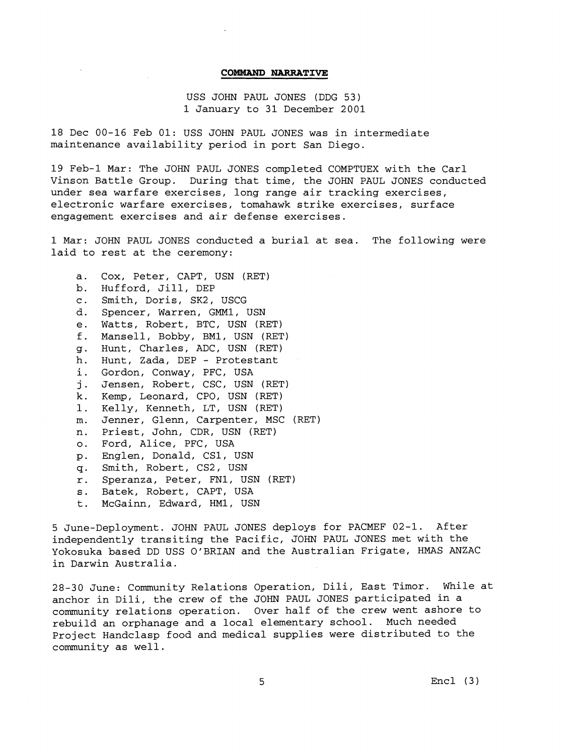**COMMAND NARRATIVE**

USS JOHN PAUL JONES (DDG 53)
1 January to 31 December 2001

18 Dec 00-16 Feb 01: USS JOHN PAUL JONES was in intermediate maintenance availability period in port San Diego.

19 Feb-1 Mar: The JOHN PAUL JONES completed COMPTUEX with the Carl Vinson Battle Group. During that time, the JOHN PAUL JONES conducted under sea warfare exercises, long range air tracking exercises, electronic warfare exercises, tomahawk strike exercises, surface engagement exercises and air defense exercises.

1 Mar: JOHN PAUL JONES conducted a burial at sea. The following were laid to rest at the ceremony:

a. Cox, Peter, CAPT, USN (RET)
b. Hufford, Jill, DEP
c. Smith, Doris, SK2, USCG
d. Spencer, Warren, GMM1, USN
e. Watts, Robert, BTC, USN (RET)
f. Mansell, Bobby, BM1, USN (RET)
g. Hunt, Charles, ADC, USN (RET)
h. Hunt, Zada, DEP - Protestant
i. Gordon, Conway, PFC, USA
j. Jensen, Robert, CSC, USN (RET)
k. Kemp, Leonard, CPO, USN (RET)
l. Kelly, Kenneth, LT, USN (RET)
m. Jenner, Glenn, Carpenter, MSC (RET)
n. Priest, John, CDR, USN (RET)
o. Ford, Alice, PFC, USA
p. Englen, Donald, CS1, USN
q. Smith, Robert, CS2, USN
r. Speranza, Peter, FN1, USN (RET)
s. Batek, Robert, CAPT, USA
t. McGainn, Edward, HM1, USN

5 June-Deployment. JOHN PAUL JONES deploys for PACMEF 02-1. After independently transiting the Pacific, JOHN PAUL JONES met with the Yokosuka based DD USS O'BRIAN and the Australian Frigate, HMAS ANZAC in Darwin Australia.

28-30 June: Community Relations Operation, Dili, East Timor. While at anchor in Dili, the crew of the JOHN PAUL JONES participated in a community relations operation. Over half of the crew went ashore to rebuild an orphanage and a local elementary school. Much needed Project Handclasp food and medical supplies were distributed to the community as well.

Encl (3)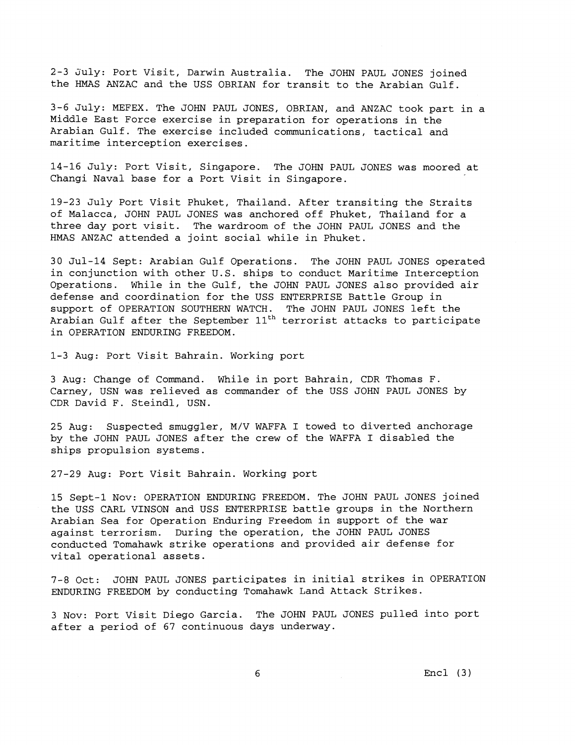2-3 July: Port Visit, Darwin Australia. The JOHN PAUL JONES joined the HMAS ANZAC and the USS OBRIAN for transit to the Arabian Gulf.

3-6 July: MEFEX. The JOHN PAUL JONES, OBRIAN, and ANZAC took part in a Middle East Force exercise in preparation for operations in the Arabian Gulf. The exercise included communications, tactical and maritime interception exercises.

14-16 July: Port Visit, Singapore. The JOHN PAUL JONES was moored at Changi Naval base for a Port Visit in Singapore.

19-23 July Port Visit Phuket, Thailand. After transiting the Straits of Malacca, JOHN PAUL JONES was anchored off Phuket, Thailand for a three day port visit. The wardroom of the JOHN PAUL JONES and the HMAS ANZAC attended a joint social while in Phuket.

30 Jul-14 Sept: Arabian Gulf Operations. The JOHN PAUL JONES operated in conjunction with other U.S. ships to conduct Maritime Interception Operations. While in the Gulf, the JOHN PAUL JONES also provided air defense and coordination for the USS ENTERPRISE Battle Group in support of OPERATION SOUTHERN WATCH. The JOHN PAUL JONES left the Arabian Gulf after the September 11th terrorist attacks to participate in OPERATION ENDURING FREEDOM.

1-3 Aug: Port Visit Bahrain. Working port

3 Aug: Change of Command. While in port Bahrain, CDR Thomas F. Carney, USN was relieved as commander of the USS JOHN PAUL JONES by CDR David F. Steindl, USN.

25 Aug: Suspected smuggler, M/V WAFFA I towed to diverted anchorage by the JOHN PAUL JONES after the crew of the WAFFA I disabled the ships propulsion systems.

27-29 Aug: Port Visit Bahrain. Working port

15 Sept-1 Nov: OPERATION ENDURING FREEDOM. The JOHN PAUL JONES joined the USS CARL VINSON and USS ENTERPRISE battle groups in the Northern Arabian Sea for Operation Enduring Freedom in support of the war against terrorism. During the operation, the JOHN PAUL JONES conducted Tomahawk strike operations and provided air defense for vital operational assets.

7-8 Oct: JOHN PAUL JONES participates in initial strikes in OPERATION ENDURING FREEDOM by conducting Tomahawk Land Attack Strikes.

3 Nov: Port Visit Diego Garcia. The JOHN PAUL JONES pulled into port after a period of 67 continuous days underway.

Encl (3)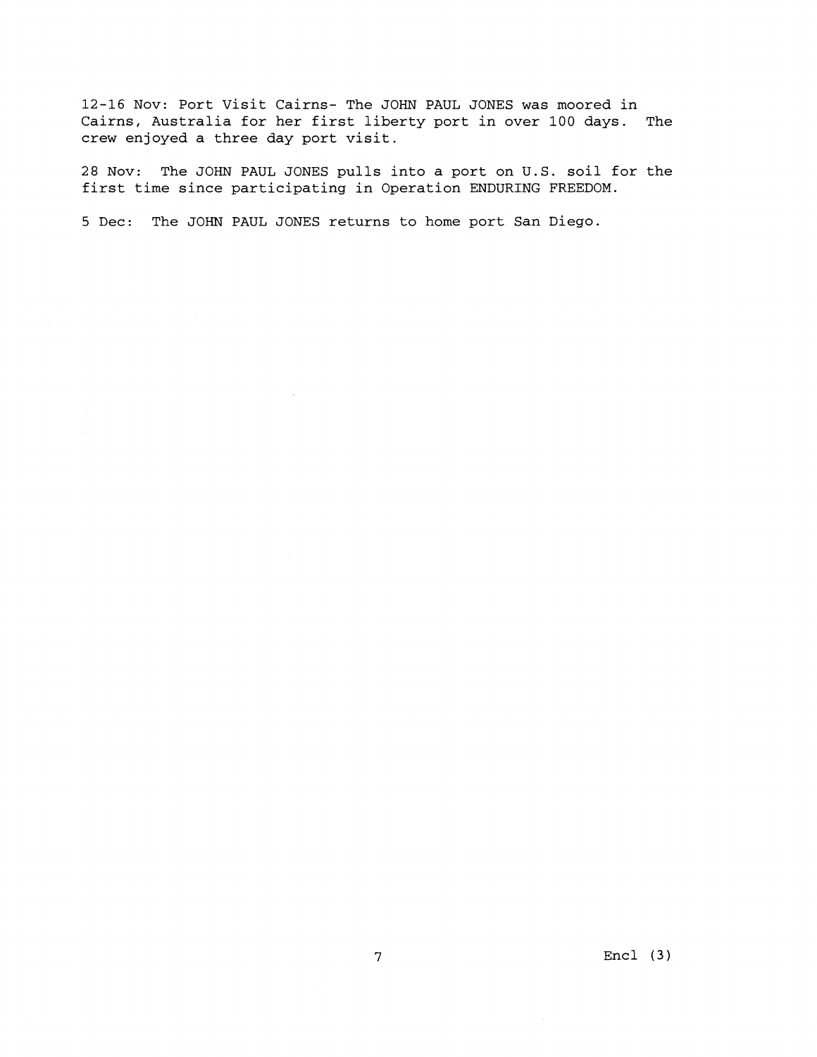12-16 Nov: Port Visit Cairns- The JOHN PAUL JONES was moored in Cairns, Australia for her first liberty port in over 100 days. The crew enjoyed a three day port visit.

28 Nov: The JOHN PAUL JONES pulls into a port on U.S. soil for the first time since participating in Operation ENDURING FREEDOM.

5 Dec: The JOHN PAUL JONES returns to home port San Diego.

Encl (3)